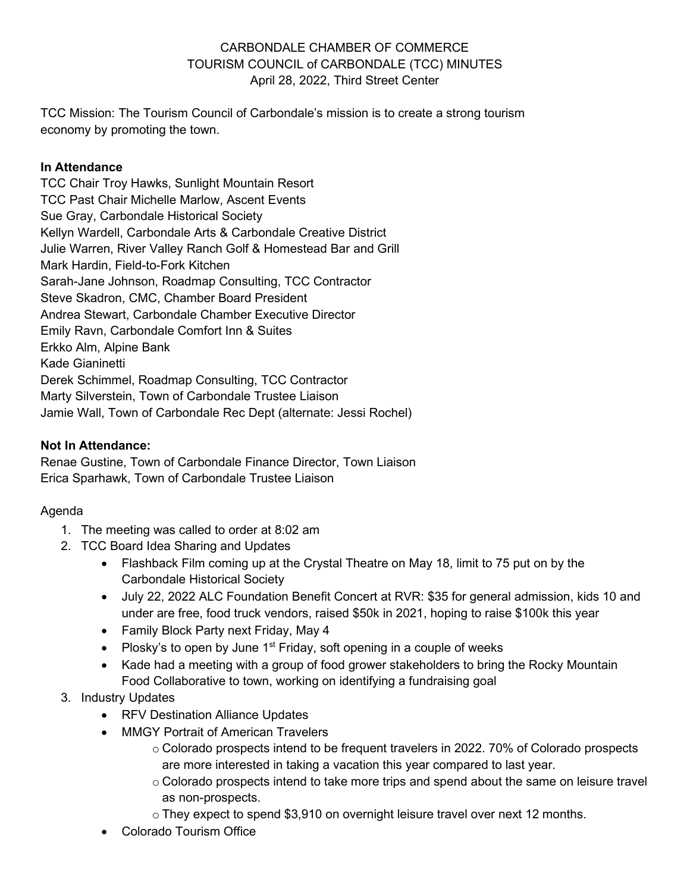CARBONDALE CHAMBER OF COMMERCE
TOURISM COUNCIL of CARBONDALE (TCC) MINUTES
April 28, 2022, Third Street Center

TCC Mission: The Tourism Council of Carbondale's mission is to create a strong tourism economy by promoting the town.

**In Attendance**

TCC Chair Troy Hawks, Sunlight Mountain Resort
TCC Past Chair Michelle Marlow, Ascent Events
Sue Gray, Carbondale Historical Society
Kellyn Wardell, Carbondale Arts & Carbondale Creative District
Julie Warren, River Valley Ranch Golf & Homestead Bar and Grill
Mark Hardin, Field-to-Fork Kitchen
Sarah-Jane Johnson, Roadmap Consulting, TCC Contractor
Steve Skadron, CMC, Chamber Board President
Andrea Stewart, Carbondale Chamber Executive Director
Emily Ravn, Carbondale Comfort Inn & Suites
Erkko Alm, Alpine Bank
Kade Gianinetti
Derek Schimmel, Roadmap Consulting, TCC Contractor
Marty Silverstein, Town of Carbondale Trustee Liaison
Jamie Wall, Town of Carbondale Rec Dept (alternate: Jessi Rochel)

**Not In Attendance:**

Renae Gustine, Town of Carbondale Finance Director, Town Liaison
Erica Sparhawk, Town of Carbondale Trustee Liaison

Agenda

1. The meeting was called to order at 8:02 am
2. TCC Board Idea Sharing and Updates
   - Flashback Film coming up at the Crystal Theatre on May 18, limit to 75 put on by the Carbondale Historical Society
   - July 22, 2022 ALC Foundation Benefit Concert at RVR: $35 for general admission, kids 10 and under are free, food truck vendors, raised $50k in 2021, hoping to raise $100k this year
   - Family Block Party next Friday, May 4
   - Plosky's to open by June 1st Friday, soft opening in a couple of weeks
   - Kade had a meeting with a group of food grower stakeholders to bring the Rocky Mountain Food Collaborative to town, working on identifying a fundraising goal
3. Industry Updates
   - RFV Destination Alliance Updates
   - MMGY Portrait of American Travelers
     - Colorado prospects intend to be frequent travelers in 2022. 70% of Colorado prospects are more interested in taking a vacation this year compared to last year.
     - Colorado prospects intend to take more trips and spend about the same on leisure travel as non-prospects.
     - They expect to spend $3,910 on overnight leisure travel over next 12 months.
   - Colorado Tourism Office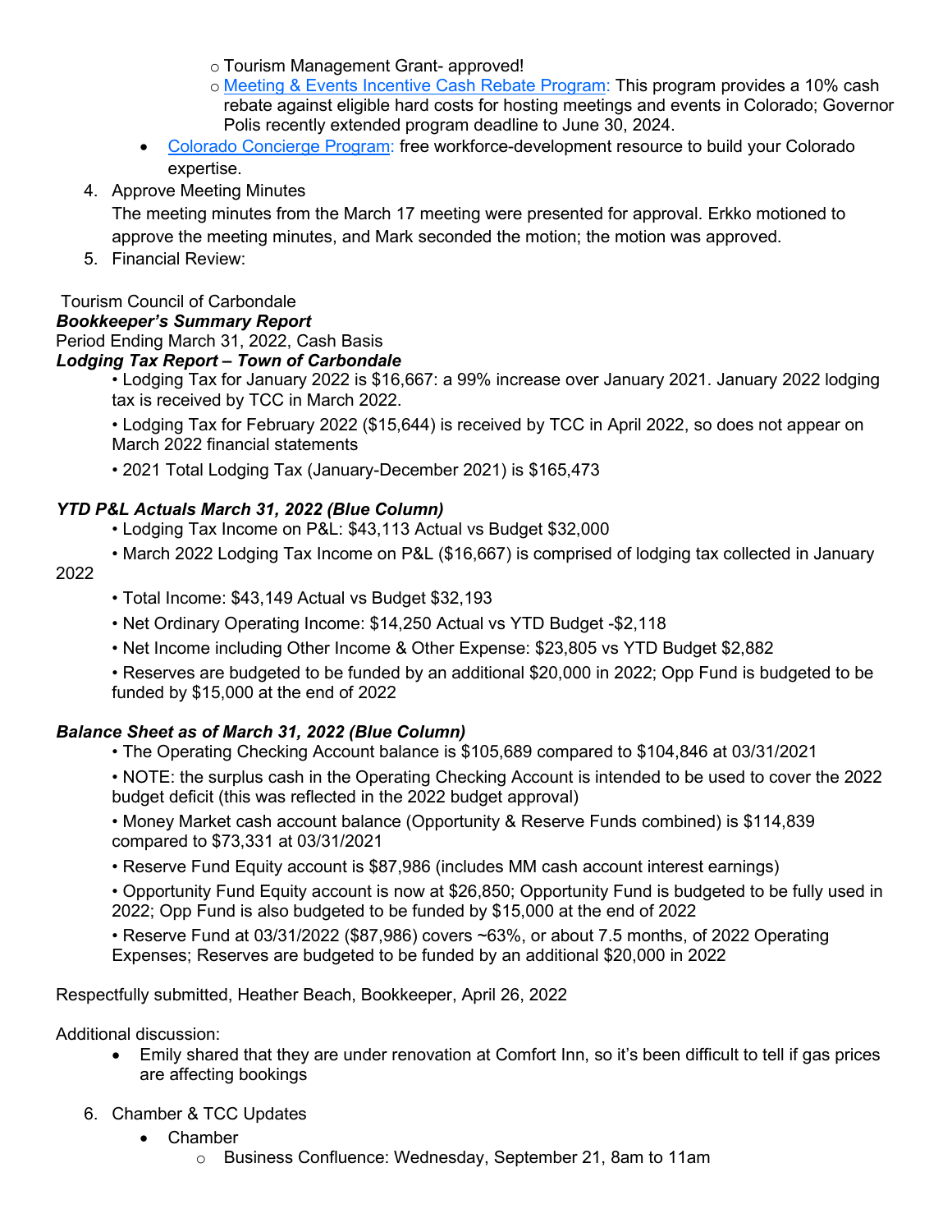- Tourism Management Grant- approved!
    - [Meeting & Events Incentive Cash Rebate Program](): This program provides a 10% cash rebate against eligible hard costs for hosting meetings and events in Colorado; Governor Polis recently extended program deadline to June 30, 2024.
- [Colorado Concierge Program](): free workforce-development resource to build your Colorado expertise.

4. Approve Meeting Minutes

   The meeting minutes from the March 17 meeting were presented for approval. Erkko motioned to approve the meeting minutes, and Mark seconded the motion; the motion was approved.

5. Financial Review:

Tourism Council of Carbondale

***Bookkeeper's Summary Report***

Period Ending March 31, 2022, Cash Basis

***Lodging Tax Report – Town of Carbondale***

- Lodging Tax for January 2022 is $16,667: a 99% increase over January 2021. January 2022 lodging tax is received by TCC in March 2022.
- Lodging Tax for February 2022 ($15,644) is received by TCC in April 2022, so does not appear on March 2022 financial statements
- 2021 Total Lodging Tax (January-December 2021) is $165,473

***YTD P&L Actuals March 31, 2022 (Blue Column)***

- Lodging Tax Income on P&L: $43,113 Actual vs Budget $32,000
- March 2022 Lodging Tax Income on P&L ($16,667) is comprised of lodging tax collected in January 2022
- Total Income: $43,149 Actual vs Budget $32,193
- Net Ordinary Operating Income: $14,250 Actual vs YTD Budget -$2,118
- Net Income including Other Income & Other Expense: $23,805 vs YTD Budget $2,882
- Reserves are budgeted to be funded by an additional $20,000 in 2022; Opp Fund is budgeted to be funded by $15,000 at the end of 2022

***Balance Sheet as of March 31, 2022 (Blue Column)***

- The Operating Checking Account balance is $105,689 compared to $104,846 at 03/31/2021
- NOTE: the surplus cash in the Operating Checking Account is intended to be used to cover the 2022 budget deficit (this was reflected in the 2022 budget approval)
- Money Market cash account balance (Opportunity & Reserve Funds combined) is $114,839 compared to $73,331 at 03/31/2021
- Reserve Fund Equity account is $87,986 (includes MM cash account interest earnings)
- Opportunity Fund Equity account is now at $26,850; Opportunity Fund is budgeted to be fully used in 2022; Opp Fund is also budgeted to be funded by $15,000 at the end of 2022
- Reserve Fund at 03/31/2022 ($87,986) covers ~63%, or about 7.5 months, of 2022 Operating Expenses; Reserves are budgeted to be funded by an additional $20,000 in 2022

Respectfully submitted, Heather Beach, Bookkeeper, April 26, 2022

Additional discussion:

- Emily shared that they are under renovation at Comfort Inn, so it's been difficult to tell if gas prices are affecting bookings

6. Chamber & TCC Updates
    - Chamber
        - Business Confluence: Wednesday, September 21, 8am to 11am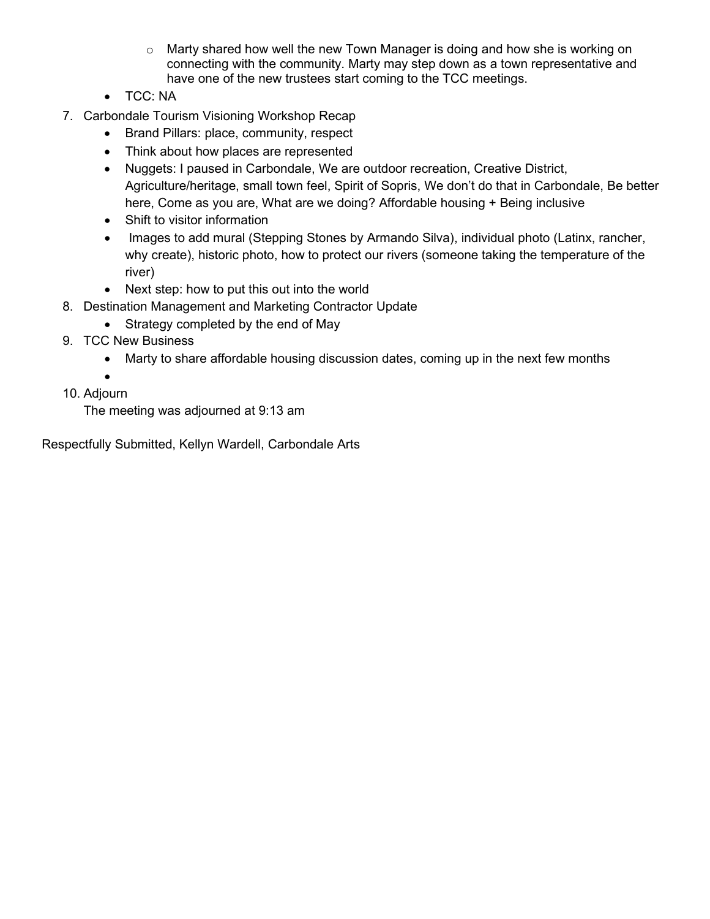- Marty shared how well the new Town Manager is doing and how she is working on connecting with the community. Marty may step down as a town representative and have one of the new trustees start coming to the TCC meetings.
   - TCC: NA
7. Carbondale Tourism Visioning Workshop Recap
   - Brand Pillars: place, community, respect
   - Think about how places are represented
   - Nuggets: I paused in Carbondale, We are outdoor recreation, Creative District, Agriculture/heritage, small town feel, Spirit of Sopris, We don't do that in Carbondale, Be better here, Come as you are, What are we doing? Affordable housing + Being inclusive
   - Shift to visitor information
   - Images to add mural (Stepping Stones by Armando Silva), individual photo (Latinx, rancher, why create), historic photo, how to protect our rivers (someone taking the temperature of the river)
   - Next step: how to put this out into the world
8. Destination Management and Marketing Contractor Update
   - Strategy completed by the end of May
9. TCC New Business
   - Marty to share affordable housing discussion dates, coming up in the next few months
   - 
10. Adjourn

    The meeting was adjourned at 9:13 am

Respectfully Submitted, Kellyn Wardell, Carbondale Arts